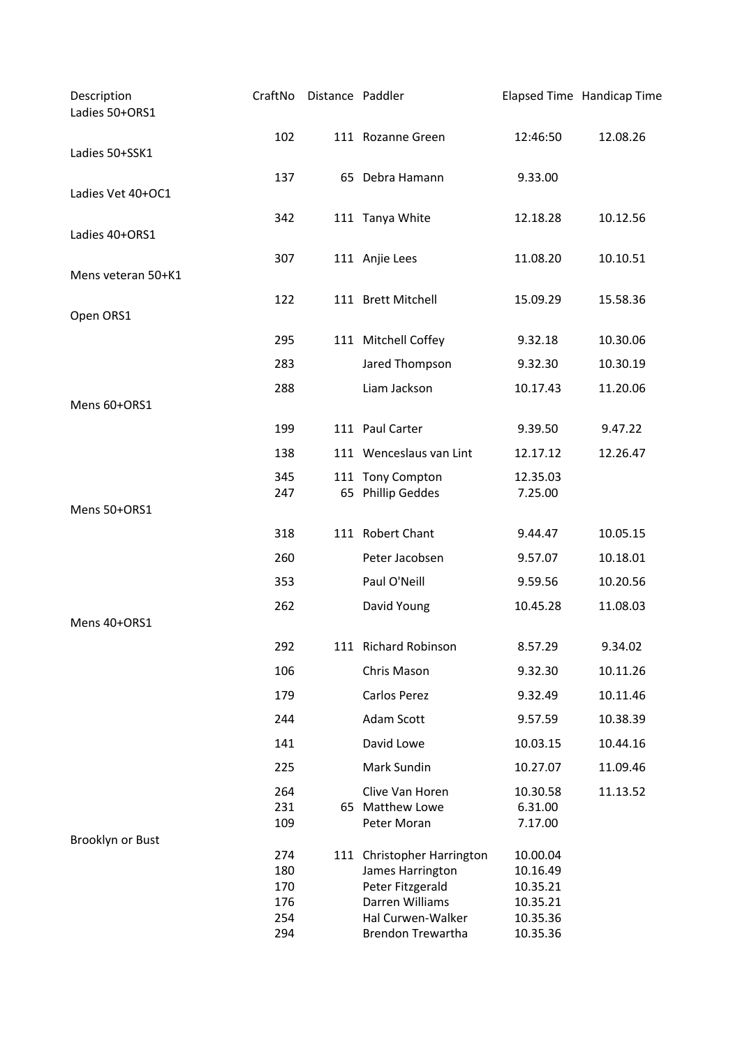| Description | CraftNo | Distance | Paddler | Elapsed Time | Handicap Time |
|---|---|---|---|---|---|
| Ladies 50+ORS1 | | | | | |
| | 102 | 111 | Rozanne Green | 12:46:50 | 12.08.26 |
| Ladies 50+SSK1 | | | | | |
| | 137 | 65 | Debra Hamann | 9.33.00 | |
| Ladies Vet 40+OC1 | | | | | |
| | 342 | 111 | Tanya White | 12.18.28 | 10.12.56 |
| Ladies 40+ORS1 | | | | | |
| | 307 | 111 | Anjie Lees | 11.08.20 | 10.10.51 |
| Mens veteran 50+K1 | | | | | |
| | 122 | 111 | Brett Mitchell | 15.09.29 | 15.58.36 |
| Open ORS1 | | | | | |
| | 295 | 111 | Mitchell Coffey | 9.32.18 | 10.30.06 |
| | 283 | | Jared Thompson | 9.32.30 | 10.30.19 |
| | 288 | | Liam Jackson | 10.17.43 | 11.20.06 |
| Mens 60+ORS1 | | | | | |
| | 199 | 111 | Paul Carter | 9.39.50 | 9.47.22 |
| | 138 | 111 | Wenceslaus van Lint | 12.17.12 | 12.26.47 |
| | 345 | 111 | Tony Compton | 12.35.03 | |
| | 247 | 65 | Phillip Geddes | 7.25.00 | |
| Mens 50+ORS1 | | | | | |
| | 318 | 111 | Robert Chant | 9.44.47 | 10.05.15 |
| | 260 | | Peter Jacobsen | 9.57.07 | 10.18.01 |
| | 353 | | Paul O'Neill | 9.59.56 | 10.20.56 |
| | 262 | | David Young | 10.45.28 | 11.08.03 |
| Mens 40+ORS1 | | | | | |
| | 292 | 111 | Richard Robinson | 8.57.29 | 9.34.02 |
| | 106 | | Chris Mason | 9.32.30 | 10.11.26 |
| | 179 | | Carlos Perez | 9.32.49 | 10.11.46 |
| | 244 | | Adam Scott | 9.57.59 | 10.38.39 |
| | 141 | | David Lowe | 10.03.15 | 10.44.16 |
| | 225 | | Mark Sundin | 10.27.07 | 11.09.46 |
| | 264 | | Clive Van Horen | 10.30.58 | 11.13.52 |
| | 231 | 65 | Matthew Lowe | 6.31.00 | |
| | 109 | | Peter Moran | 7.17.00 | |
| Brooklyn or Bust | | | | | |
| | 274 | 111 | Christopher Harrington | 10.00.04 | |
| | 180 | | James Harrington | 10.16.49 | |
| | 170 | | Peter Fitzgerald | 10.35.21 | |
| | 176 | | Darren Williams | 10.35.21 | |
| | 254 | | Hal Curwen-Walker | 10.35.36 | |
| | 294 | | Brendon Trewartha | 10.35.36 | |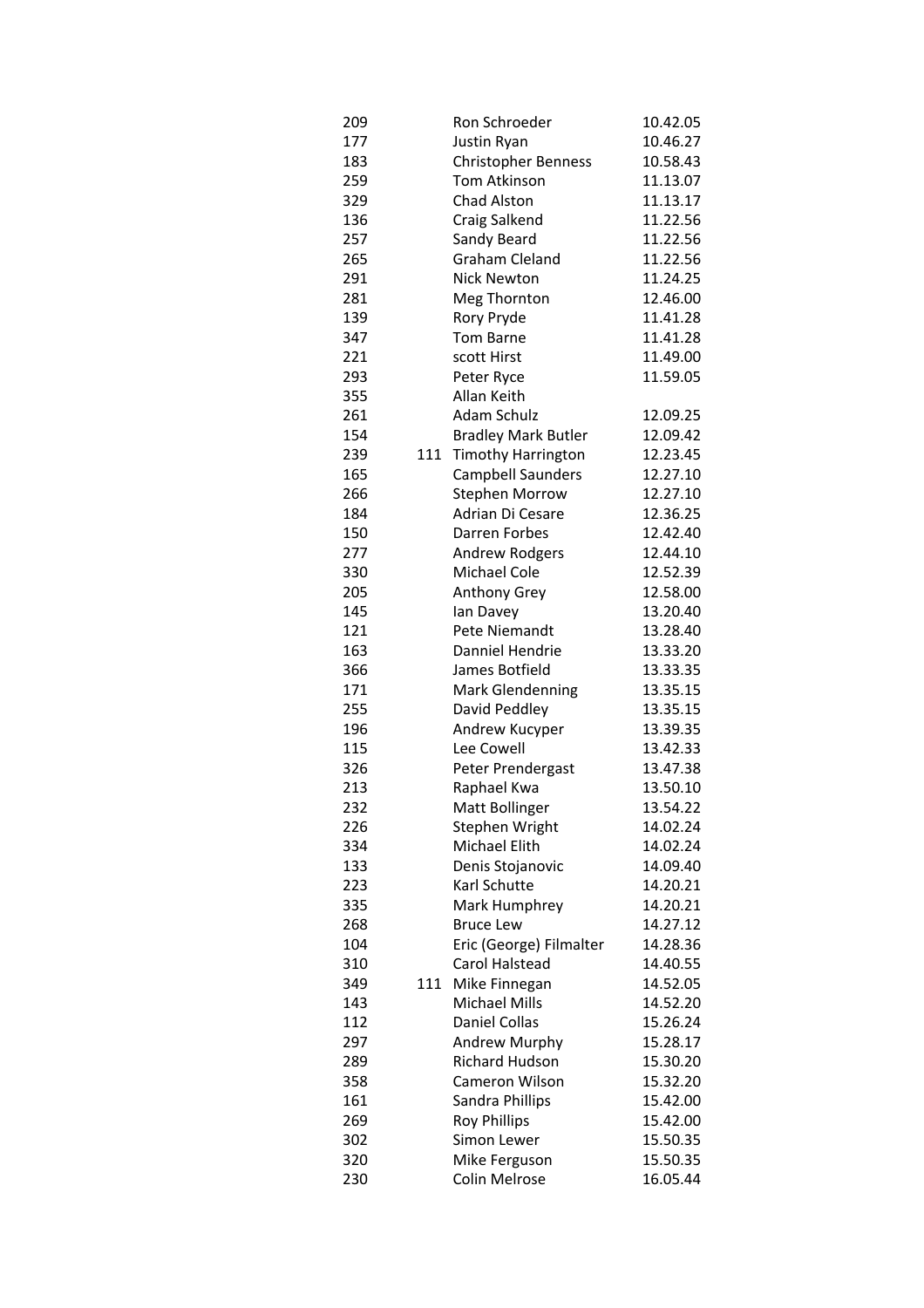| | | | |
|---|---|---|---|
| 209 | | Ron Schroeder | 10.42.05 |
| 177 | | Justin Ryan | 10.46.27 |
| 183 | | Christopher Benness | 10.58.43 |
| 259 | | Tom Atkinson | 11.13.07 |
| 329 | | Chad Alston | 11.13.17 |
| 136 | | Craig Salkend | 11.22.56 |
| 257 | | Sandy Beard | 11.22.56 |
| 265 | | Graham Cleland | 11.22.56 |
| 291 | | Nick Newton | 11.24.25 |
| 281 | | Meg Thornton | 12.46.00 |
| 139 | | Rory Pryde | 11.41.28 |
| 347 | | Tom Barne | 11.41.28 |
| 221 | | scott Hirst | 11.49.00 |
| 293 | | Peter Ryce | 11.59.05 |
| 355 | | Allan Keith | |
| 261 | | Adam Schulz | 12.09.25 |
| 154 | | Bradley Mark Butler | 12.09.42 |
| 239 | 111 | Timothy Harrington | 12.23.45 |
| 165 | | Campbell Saunders | 12.27.10 |
| 266 | | Stephen Morrow | 12.27.10 |
| 184 | | Adrian Di Cesare | 12.36.25 |
| 150 | | Darren Forbes | 12.42.40 |
| 277 | | Andrew Rodgers | 12.44.10 |
| 330 | | Michael Cole | 12.52.39 |
| 205 | | Anthony Grey | 12.58.00 |
| 145 | | Ian Davey | 13.20.40 |
| 121 | | Pete Niemandt | 13.28.40 |
| 163 | | Danniel Hendrie | 13.33.20 |
| 366 | | James Botfield | 13.33.35 |
| 171 | | Mark Glendenning | 13.35.15 |
| 255 | | David Peddley | 13.35.15 |
| 196 | | Andrew Kucyper | 13.39.35 |
| 115 | | Lee Cowell | 13.42.33 |
| 326 | | Peter Prendergast | 13.47.38 |
| 213 | | Raphael Kwa | 13.50.10 |
| 232 | | Matt Bollinger | 13.54.22 |
| 226 | | Stephen Wright | 14.02.24 |
| 334 | | Michael Elith | 14.02.24 |
| 133 | | Denis Stojanovic | 14.09.40 |
| 223 | | Karl Schutte | 14.20.21 |
| 335 | | Mark Humphrey | 14.20.21 |
| 268 | | Bruce Lew | 14.27.12 |
| 104 | | Eric (George) Filmalter | 14.28.36 |
| 310 | | Carol Halstead | 14.40.55 |
| 349 | 111 | Mike Finnegan | 14.52.05 |
| 143 | | Michael Mills | 14.52.20 |
| 112 | | Daniel Collas | 15.26.24 |
| 297 | | Andrew Murphy | 15.28.17 |
| 289 | | Richard Hudson | 15.30.20 |
| 358 | | Cameron Wilson | 15.32.20 |
| 161 | | Sandra Phillips | 15.42.00 |
| 269 | | Roy Phillips | 15.42.00 |
| 302 | | Simon Lewer | 15.50.35 |
| 320 | | Mike Ferguson | 15.50.35 |
| 230 | | Colin Melrose | 16.05.44 |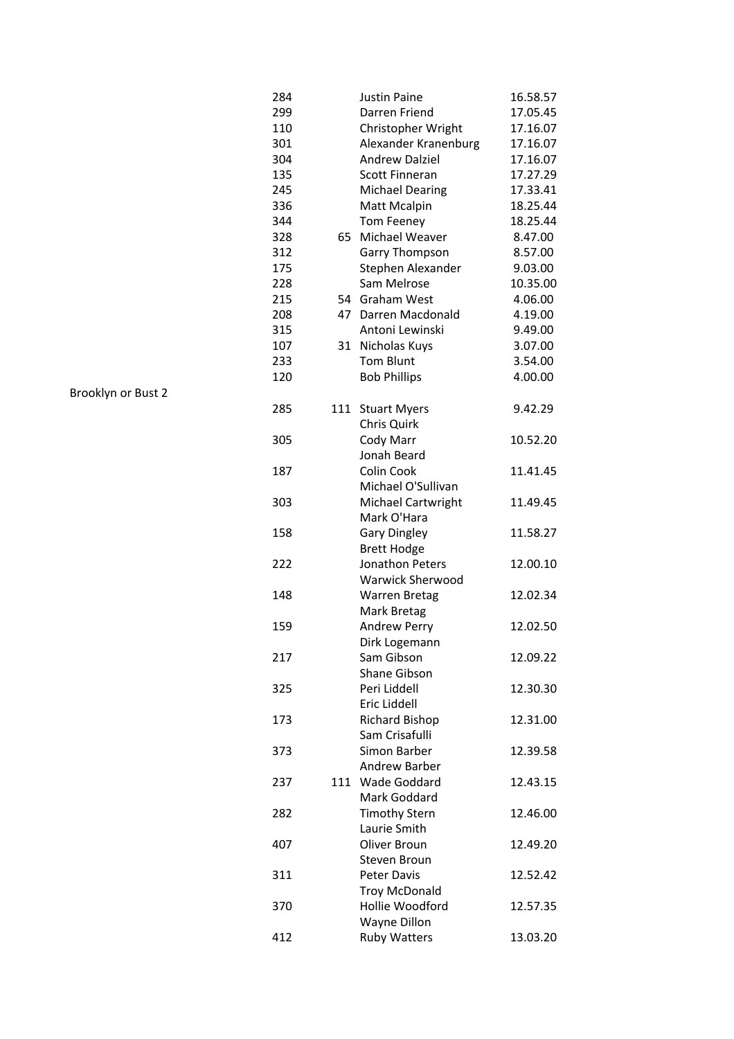| | | | | |
|---|---|---|---|---|
| | 284 | | Justin Paine | 16.58.57 |
| | 299 | | Darren Friend | 17.05.45 |
| | 110 | | Christopher Wright | 17.16.07 |
| | 301 | | Alexander Kranenburg | 17.16.07 |
| | 304 | | Andrew Dalziel | 17.16.07 |
| | 135 | | Scott Finneran | 17.27.29 |
| | 245 | | Michael Dearing | 17.33.41 |
| | 336 | | Matt Mcalpin | 18.25.44 |
| | 344 | | Tom Feeney | 18.25.44 |
| | 328 | 65 | Michael Weaver | 8.47.00 |
| | 312 | | Garry Thompson | 8.57.00 |
| | 175 | | Stephen Alexander | 9.03.00 |
| | 228 | | Sam Melrose | 10.35.00 |
| | 215 | 54 | Graham West | 4.06.00 |
| | 208 | 47 | Darren Macdonald | 4.19.00 |
| | 315 | | Antoni Lewinski | 9.49.00 |
| | 107 | 31 | Nicholas Kuys | 3.07.00 |
| | 233 | | Tom Blunt | 3.54.00 |
| | 120 | | Bob Phillips | 4.00.00 |
| Brooklyn or Bust 2 | | | | |
| | 285 | 111 | Stuart Myers | 9.42.29 |
| | | | Chris Quirk | |
| | 305 | | Cody Marr | 10.52.20 |
| | | | Jonah Beard | |
| | 187 | | Colin Cook | 11.41.45 |
| | | | Michael O'Sullivan | |
| | 303 | | Michael Cartwright | 11.49.45 |
| | | | Mark O'Hara | |
| | 158 | | Gary Dingley | 11.58.27 |
| | | | Brett Hodge | |
| | 222 | | Jonathon Peters | 12.00.10 |
| | | | Warwick Sherwood | |
| | 148 | | Warren Bretag | 12.02.34 |
| | | | Mark Bretag | |
| | 159 | | Andrew Perry | 12.02.50 |
| | | | Dirk Logemann | |
| | 217 | | Sam Gibson | 12.09.22 |
| | | | Shane Gibson | |
| | 325 | | Peri Liddell | 12.30.30 |
| | | | Eric Liddell | |
| | 173 | | Richard Bishop | 12.31.00 |
| | | | Sam Crisafulli | |
| | 373 | | Simon Barber | 12.39.58 |
| | | | Andrew Barber | |
| | 237 | 111 | Wade Goddard | 12.43.15 |
| | | | Mark Goddard | |
| | 282 | | Timothy Stern | 12.46.00 |
| | | | Laurie Smith | |
| | 407 | | Oliver Broun | 12.49.20 |
| | | | Steven Broun | |
| | 311 | | Peter Davis | 12.52.42 |
| | | | Troy McDonald | |
| | 370 | | Hollie Woodford | 12.57.35 |
| | | | Wayne Dillon | |
| | 412 | | Ruby Watters | 13.03.20 |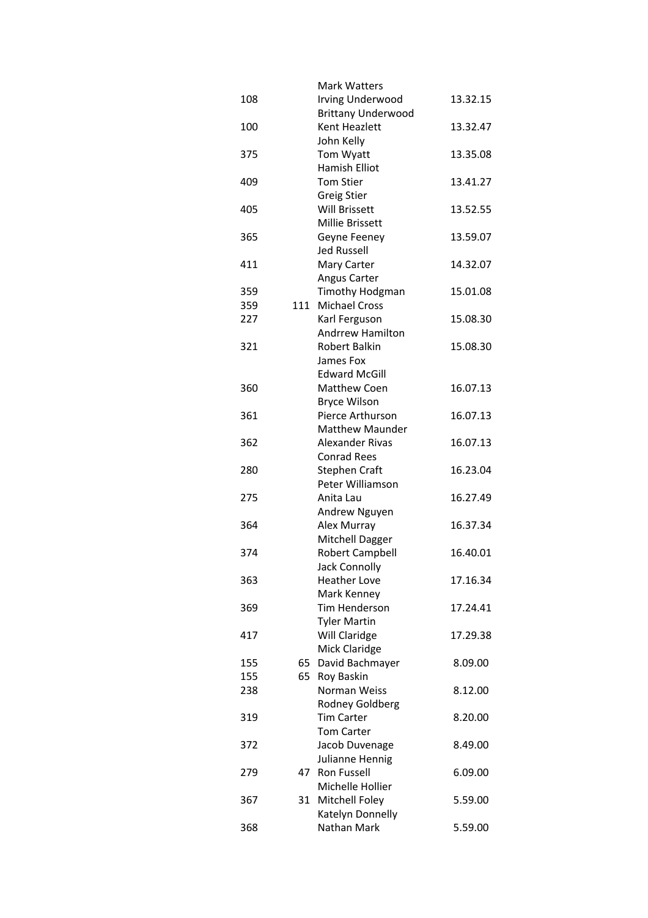| | | | |
|---|---|---|---|
| | | Mark Watters | |
| 108 | | Irving Underwood | 13.32.15 |
| | | Brittany Underwood | |
| 100 | | Kent Heazlett | 13.32.47 |
| | | John Kelly | |
| 375 | | Tom Wyatt | 13.35.08 |
| | | Hamish Elliot | |
| 409 | | Tom Stier | 13.41.27 |
| | | Greig Stier | |
| 405 | | Will Brissett | 13.52.55 |
| | | Millie Brissett | |
| 365 | | Geyne Feeney | 13.59.07 |
| | | Jed Russell | |
| 411 | | Mary Carter | 14.32.07 |
| | | Angus Carter | |
| 359 | | Timothy Hodgman | 15.01.08 |
| 359 | 111 | Michael Cross | |
| 227 | | Karl Ferguson | 15.08.30 |
| | | Andrrew Hamilton | |
| 321 | | Robert Balkin | 15.08.30 |
| | | James Fox | |
| | | Edward McGill | |
| 360 | | Matthew Coen | 16.07.13 |
| | | Bryce Wilson | |
| 361 | | Pierce Arthurson | 16.07.13 |
| | | Matthew Maunder | |
| 362 | | Alexander Rivas | 16.07.13 |
| | | Conrad Rees | |
| 280 | | Stephen Craft | 16.23.04 |
| | | Peter Williamson | |
| 275 | | Anita Lau | 16.27.49 |
| | | Andrew Nguyen | |
| 364 | | Alex Murray | 16.37.34 |
| | | Mitchell Dagger | |
| 374 | | Robert Campbell | 16.40.01 |
| | | Jack Connolly | |
| 363 | | Heather Love | 17.16.34 |
| | | Mark Kenney | |
| 369 | | Tim Henderson | 17.24.41 |
| | | Tyler Martin | |
| 417 | | Will Claridge | 17.29.38 |
| | | Mick Claridge | |
| 155 | 65 | David Bachmayer | 8.09.00 |
| 155 | 65 | Roy Baskin | |
| 238 | | Norman Weiss | 8.12.00 |
| | | Rodney Goldberg | |
| 319 | | Tim Carter | 8.20.00 |
| | | Tom Carter | |
| 372 | | Jacob Duvenage | 8.49.00 |
| | | Julianne Hennig | |
| 279 | 47 | Ron Fussell | 6.09.00 |
| | | Michelle Hollier | |
| 367 | 31 | Mitchell Foley | 5.59.00 |
| | | Katelyn Donnelly | |
| 368 | | Nathan Mark | 5.59.00 |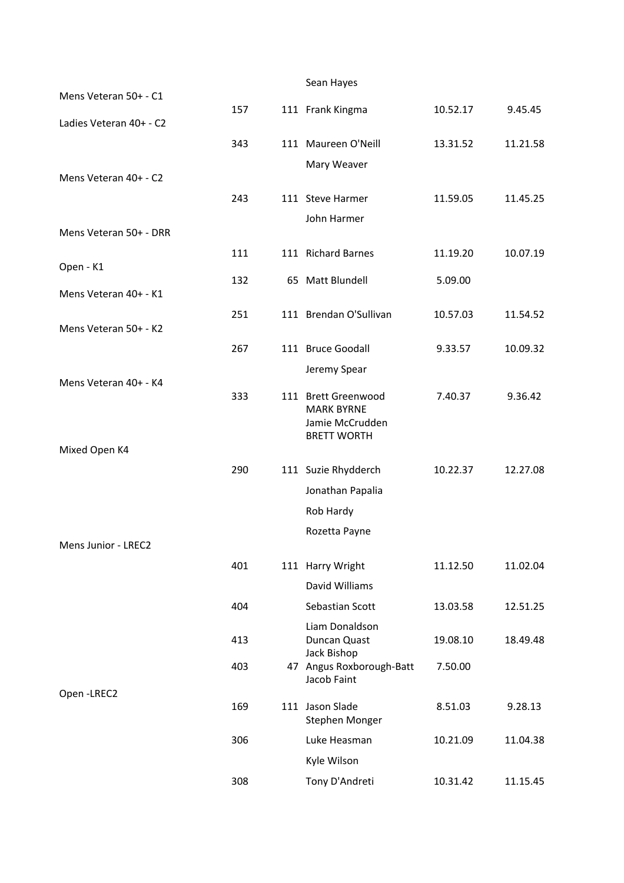| | | | | | |
|---|---|---|---|---|---|
| | | | Sean Hayes | | |
| Mens Veteran 50+ - C1 | | | | | |
| | 157 | 111 | Frank Kingma | 10.52.17 | 9.45.45 |
| Ladies Veteran 40+ - C2 | | | | | |
| | 343 | 111 | Maureen O'Neill | 13.31.52 | 11.21.58 |
| | | | Mary Weaver | | |
| Mens Veteran 40+ - C2 | | | | | |
| | 243 | 111 | Steve Harmer | 11.59.05 | 11.45.25 |
| | | | John Harmer | | |
| Mens Veteran 50+ - DRR | | | | | |
| | 111 | 111 | Richard Barnes | 11.19.20 | 10.07.19 |
| Open - K1 | | | | | |
| | 132 | 65 | Matt Blundell | 5.09.00 | |
| Mens Veteran 40+ - K1 | | | | | |
| | 251 | 111 | Brendan O'Sullivan | 10.57.03 | 11.54.52 |
| Mens Veteran 50+ - K2 | | | | | |
| | 267 | 111 | Bruce Goodall | 9.33.57 | 10.09.32 |
| | | | Jeremy Spear | | |
| Mens Veteran 40+ - K4 | | | | | |
| | 333 | 111 | Brett Greenwood<br>MARK BYRNE<br>Jamie McCrudden<br>BRETT WORTH | 7.40.37 | 9.36.42 |
| Mixed Open K4 | | | | | |
| | 290 | 111 | Suzie Rhydderch | 10.22.37 | 12.27.08 |
| | | | Jonathan Papalia | | |
| | | | Rob Hardy | | |
| | | | Rozetta Payne | | |
| Mens Junior - LREC2 | | | | | |
| | 401 | 111 | Harry Wright | 11.12.50 | 11.02.04 |
| | | | David Williams | | |
| | 404 | | Sebastian Scott | 13.03.58 | 12.51.25 |
| | | | Liam Donaldson | | |
| | 413 | | Duncan Quast | 19.08.10 | 18.49.48 |
| | | | Jack Bishop | | |
| | 403 | 47 | Angus Roxborough-Batt | 7.50.00 | |
| | | | Jacob Faint | | |
| Open -LREC2 | | | | | |
| | 169 | 111 | Jason Slade<br>Stephen Monger | 8.51.03 | 9.28.13 |
| | 306 | | Luke Heasman | 10.21.09 | 11.04.38 |
| | | | Kyle Wilson | | |
| | 308 | | Tony D'Andreti | 10.31.42 | 11.15.45 |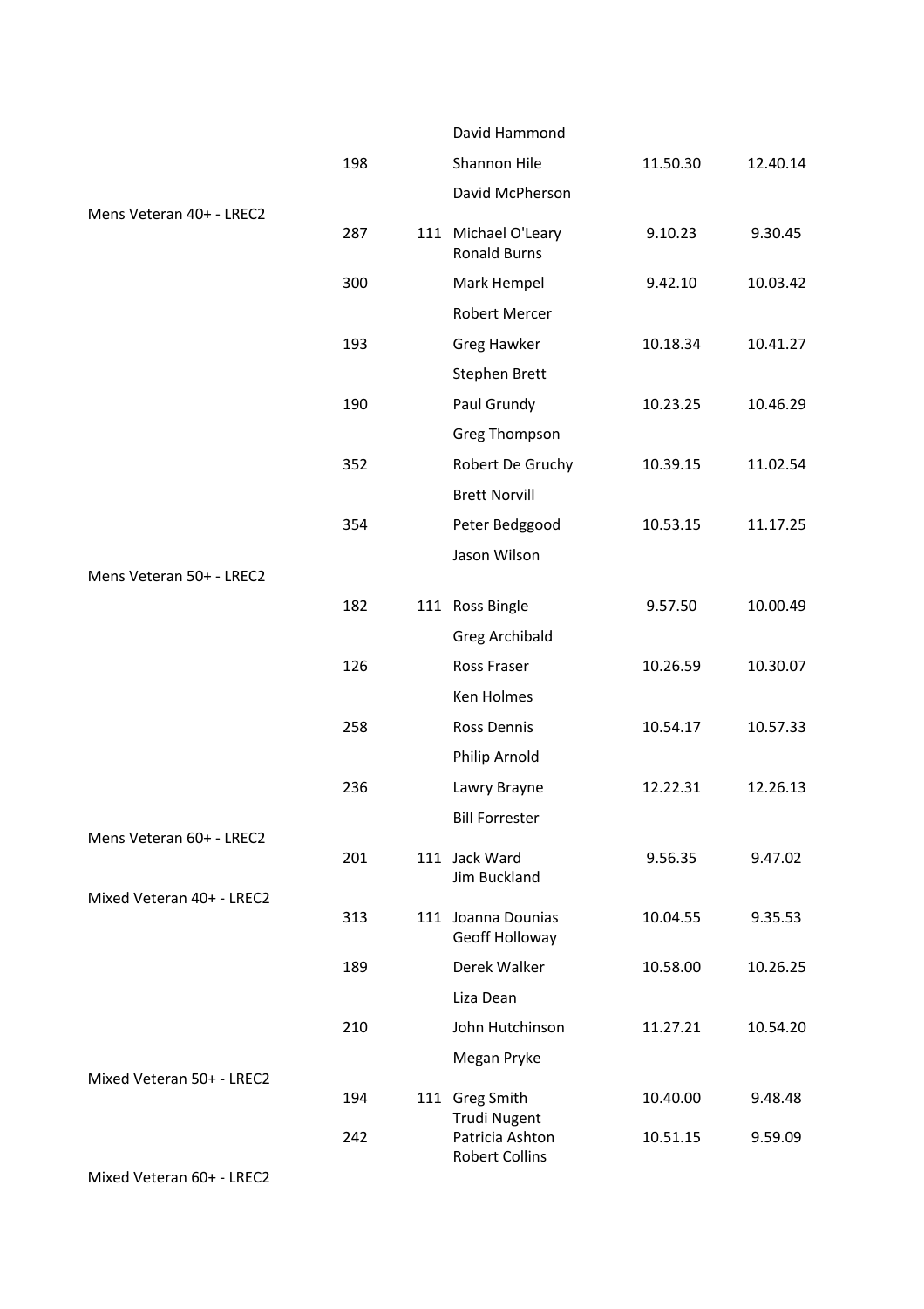| Category | No. | Place | Crew | Time 1 | Time 2 |
|---|---|---|---|---|---|
| | | | David Hammond | | |
| | 198 | | Shannon Hile | 11.50.30 | 12.40.14 |
| | | | David McPherson | | |
| Mens Veteran 40+ - LREC2 | | | | | |
| | 287 | 111 | Michael O'Leary | 9.10.23 | 9.30.45 |
| | | | Ronald Burns | | |
| | 300 | | Mark Hempel | 9.42.10 | 10.03.42 |
| | | | Robert Mercer | | |
| | 193 | | Greg Hawker | 10.18.34 | 10.41.27 |
| | | | Stephen Brett | | |
| | 190 | | Paul Grundy | 10.23.25 | 10.46.29 |
| | | | Greg Thompson | | |
| | 352 | | Robert De Gruchy | 10.39.15 | 11.02.54 |
| | | | Brett Norvill | | |
| | 354 | | Peter Bedggood | 10.53.15 | 11.17.25 |
| | | | Jason Wilson | | |
| Mens Veteran 50+ - LREC2 | | | | | |
| | 182 | 111 | Ross Bingle | 9.57.50 | 10.00.49 |
| | | | Greg Archibald | | |
| | 126 | | Ross Fraser | 10.26.59 | 10.30.07 |
| | | | Ken Holmes | | |
| | 258 | | Ross Dennis | 10.54.17 | 10.57.33 |
| | | | Philip Arnold | | |
| | 236 | | Lawry Brayne | 12.22.31 | 12.26.13 |
| | | | Bill Forrester | | |
| Mens Veteran 60+ - LREC2 | | | | | |
| | 201 | 111 | Jack Ward | 9.56.35 | 9.47.02 |
| | | | Jim Buckland | | |
| Mixed Veteran 40+ - LREC2 | | | | | |
| | 313 | 111 | Joanna Dounias | 10.04.55 | 9.35.53 |
| | | | Geoff Holloway | | |
| | 189 | | Derek Walker | 10.58.00 | 10.26.25 |
| | | | Liza Dean | | |
| | 210 | | John Hutchinson | 11.27.21 | 10.54.20 |
| | | | Megan Pryke | | |
| Mixed Veteran 50+ - LREC2 | | | | | |
| | 194 | 111 | Greg Smith | 10.40.00 | 9.48.48 |
| | | | Trudi Nugent | | |
| | 242 | | Patricia Ashton | 10.51.15 | 9.59.09 |
| | | | Robert Collins | | |
| Mixed Veteran 60+ - LREC2 | | | | | |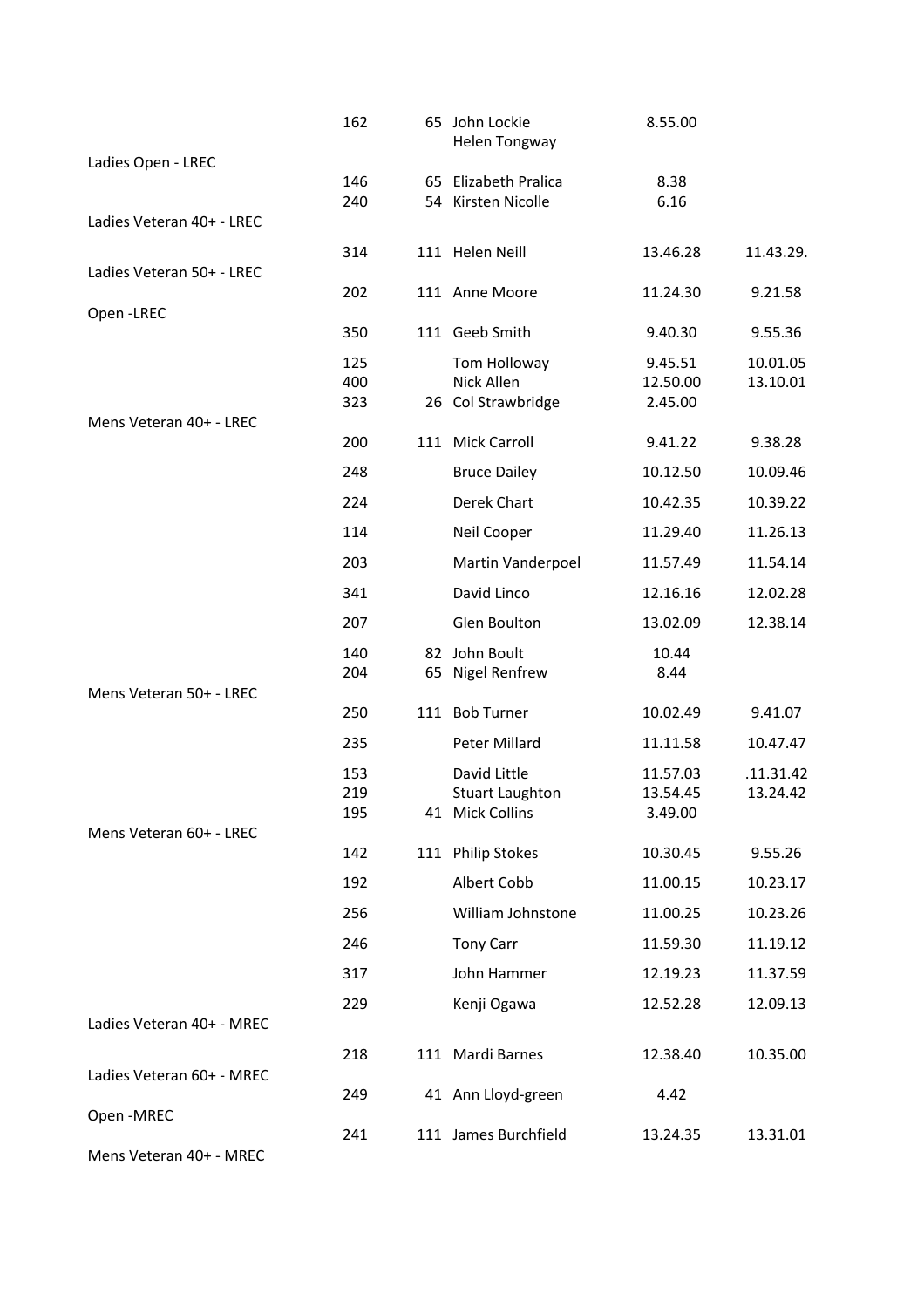| Category | No. | Distance | Name | Time | Adjusted Time |
|---|---|---|---|---|---|
| | 162 | 65 | John Lockie<br>Helen Tongway | 8.55.00 | |
| Ladies Open - LREC | | | | | |
| | 146 | 65 | Elizabeth Pralica | 8.38 | |
| | 240 | 54 | Kirsten Nicolle | 6.16 | |
| Ladies Veteran 40+ - LREC | | | | | |
| | 314 | 111 | Helen Neill | 13.46.28 | 11.43.29. |
| Ladies Veteran 50+ - LREC | | | | | |
| | 202 | 111 | Anne Moore | 11.24.30 | 9.21.58 |
| Open -LREC | | | | | |
| | 350 | 111 | Geeb Smith | 9.40.30 | 9.55.36 |
| | 125 | | Tom Holloway | 9.45.51 | 10.01.05 |
| | 400 | | Nick Allen | 12.50.00 | 13.10.01 |
| | 323 | 26 | Col Strawbridge | 2.45.00 | |
| Mens Veteran 40+ - LREC | | | | | |
| | 200 | 111 | Mick Carroll | 9.41.22 | 9.38.28 |
| | 248 | | Bruce Dailey | 10.12.50 | 10.09.46 |
| | 224 | | Derek Chart | 10.42.35 | 10.39.22 |
| | 114 | | Neil Cooper | 11.29.40 | 11.26.13 |
| | 203 | | Martin Vanderpoel | 11.57.49 | 11.54.14 |
| | 341 | | David Linco | 12.16.16 | 12.02.28 |
| | 207 | | Glen Boulton | 13.02.09 | 12.38.14 |
| | 140 | 82 | John Boult | 10.44 | |
| | 204 | 65 | Nigel Renfrew | 8.44 | |
| Mens Veteran 50+ - LREC | | | | | |
| | 250 | 111 | Bob Turner | 10.02.49 | 9.41.07 |
| | 235 | | Peter Millard | 11.11.58 | 10.47.47 |
| | 153 | | David Little | 11.57.03 | .11.31.42 |
| | 219 | | Stuart Laughton | 13.54.45 | 13.24.42 |
| | 195 | 41 | Mick Collins | 3.49.00 | |
| Mens Veteran 60+ - LREC | | | | | |
| | 142 | 111 | Philip Stokes | 10.30.45 | 9.55.26 |
| | 192 | | Albert Cobb | 11.00.15 | 10.23.17 |
| | 256 | | William Johnstone | 11.00.25 | 10.23.26 |
| | 246 | | Tony Carr | 11.59.30 | 11.19.12 |
| | 317 | | John Hammer | 12.19.23 | 11.37.59 |
| | 229 | | Kenji Ogawa | 12.52.28 | 12.09.13 |
| Ladies Veteran 40+ - MREC | | | | | |
| | 218 | 111 | Mardi Barnes | 12.38.40 | 10.35.00 |
| Ladies Veteran 60+ - MREC | | | | | |
| | 249 | 41 | Ann Lloyd-green | 4.42 | |
| Open -MREC | | | | | |
| | 241 | 111 | James Burchfield | 13.24.35 | 13.31.01 |
| Mens Veteran 40+ - MREC | | | | | |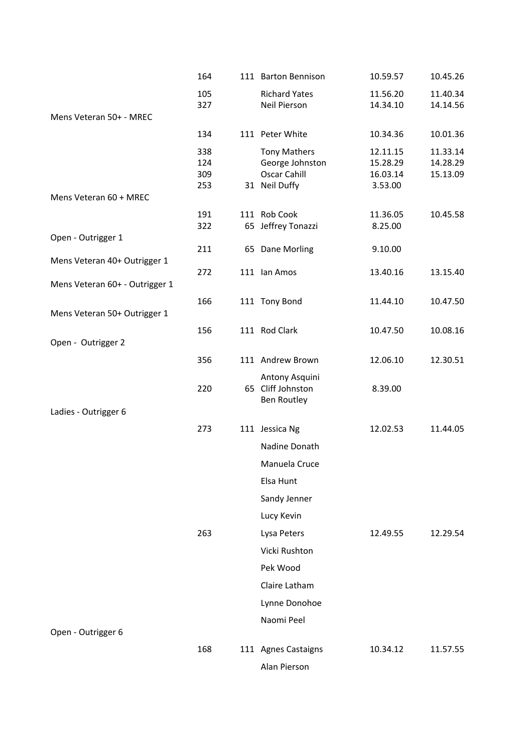| Category | No. | Distance | Name | Time 1 | Time 2 |
|---|---|---|---|---|---|
| | 164 | 111 | Barton Bennison | 10.59.57 | 10.45.26 |
| | 105 | | Richard Yates | 11.56.20 | 11.40.34 |
| | 327 | | Neil Pierson | 14.34.10 | 14.14.56 |
| Mens Veteran 50+ - MREC | | | | | |
| | 134 | 111 | Peter White | 10.34.36 | 10.01.36 |
| | 338 | | Tony Mathers | 12.11.15 | 11.33.14 |
| | 124 | | George Johnston | 15.28.29 | 14.28.29 |
| | 309 | | Oscar Cahill | 16.03.14 | 15.13.09 |
| | 253 | 31 | Neil Duffy | 3.53.00 | |
| Mens Veteran 60 + MREC | | | | | |
| | 191 | 111 | Rob Cook | 11.36.05 | 10.45.58 |
| | 322 | 65 | Jeffrey Tonazzi | 8.25.00 | |
| Open - Outrigger 1 | | | | | |
| | 211 | 65 | Dane Morling | 9.10.00 | |
| Mens Veteran 40+ Outrigger 1 | | | | | |
| | 272 | 111 | Ian Amos | 13.40.16 | 13.15.40 |
| Mens Veteran 60+ - Outrigger 1 | | | | | |
| | 166 | 111 | Tony Bond | 11.44.10 | 10.47.50 |
| Mens Veteran 50+ Outrigger 1 | | | | | |
| | 156 | 111 | Rod Clark | 10.47.50 | 10.08.16 |
| Open - Outrigger 2 | | | | | |
| | 356 | 111 | Andrew Brown | 12.06.10 | 12.30.51 |
| | | | Antony Asquini | | |
| | 220 | 65 | Cliff Johnston | 8.39.00 | |
| | | | Ben Routley | | |
| Ladies - Outrigger 6 | | | | | |
| | 273 | 111 | Jessica Ng | 12.02.53 | 11.44.05 |
| | | | Nadine Donath | | |
| | | | Manuela Cruce | | |
| | | | Elsa Hunt | | |
| | | | Sandy Jenner | | |
| | | | Lucy Kevin | | |
| | 263 | | Lysa Peters | 12.49.55 | 12.29.54 |
| | | | Vicki Rushton | | |
| | | | Pek Wood | | |
| | | | Claire Latham | | |
| | | | Lynne Donohoe | | |
| | | | Naomi Peel | | |
| Open - Outrigger 6 | | | | | |
| | 168 | 111 | Agnes Castaigns | 10.34.12 | 11.57.55 |
| | | | Alan Pierson | | |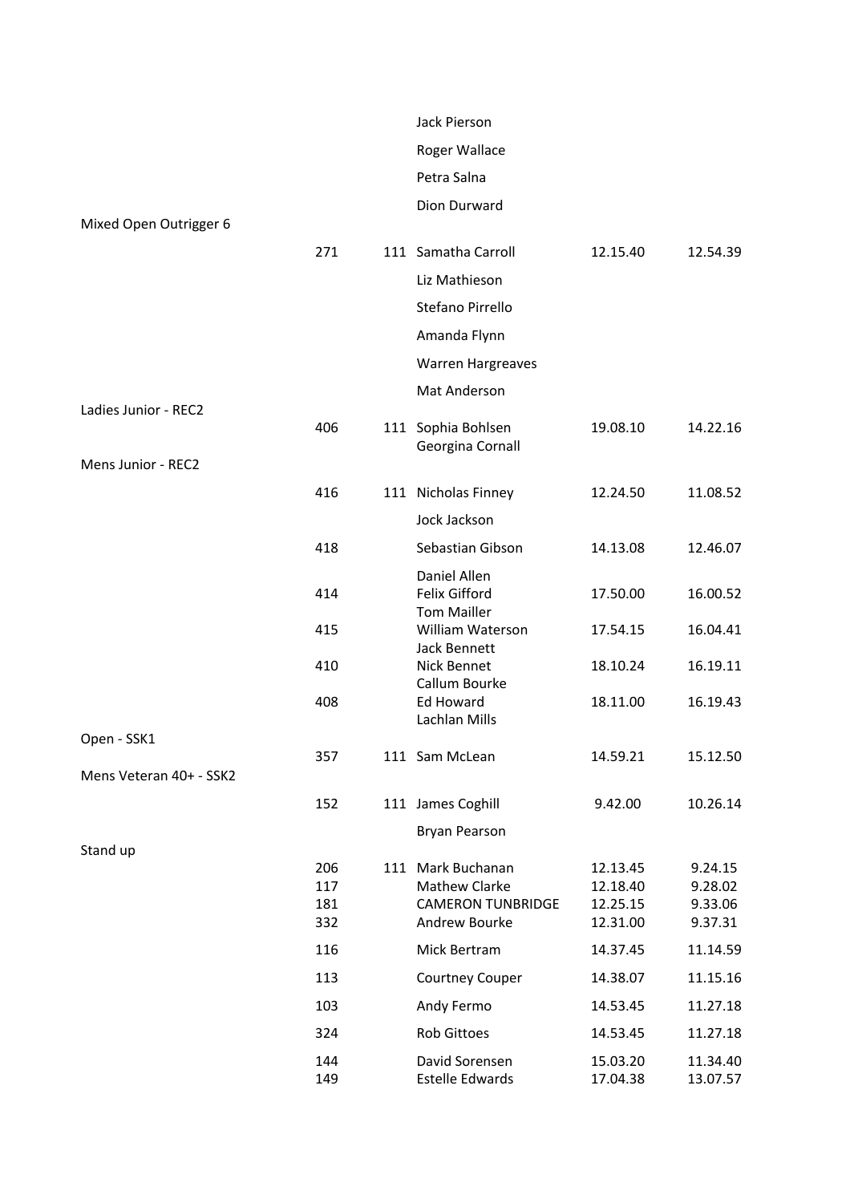| Category | No. | Place | Name | Time 1 | Time 2 |
|---|---|---|---|---|---|
| | | | Jack Pierson | | |
| | | | Roger Wallace | | |
| | | | Petra Salna | | |
| | | | Dion Durward | | |
| Mixed Open Outrigger 6 | | | | | |
| | 271 | 111 | Samatha Carroll | 12.15.40 | 12.54.39 |
| | | | Liz Mathieson | | |
| | | | Stefano Pirrello | | |
| | | | Amanda Flynn | | |
| | | | Warren Hargreaves | | |
| | | | Mat Anderson | | |
| Ladies Junior - REC2 | | | | | |
| | 406 | 111 | Sophia Bohlsen | 19.08.10 | 14.22.16 |
| | | | Georgina Cornall | | |
| Mens Junior - REC2 | | | | | |
| | 416 | 111 | Nicholas Finney | 12.24.50 | 11.08.52 |
| | | | Jock Jackson | | |
| | 418 | | Sebastian Gibson | 14.13.08 | 12.46.07 |
| | | | Daniel Allen | | |
| | 414 | | Felix Gifford | 17.50.00 | 16.00.52 |
| | | | Tom Mailler | | |
| | 415 | | William Waterson | 17.54.15 | 16.04.41 |
| | | | Jack Bennett | | |
| | 410 | | Nick Bennet | 18.10.24 | 16.19.11 |
| | | | Callum Bourke | | |
| | 408 | | Ed Howard | 18.11.00 | 16.19.43 |
| | | | Lachlan Mills | | |
| Open - SSK1 | | | | | |
| | 357 | 111 | Sam McLean | 14.59.21 | 15.12.50 |
| Mens Veteran 40+ - SSK2 | | | | | |
| | 152 | 111 | James Coghill | 9.42.00 | 10.26.14 |
| | | | Bryan Pearson | | |
| Stand up | | | | | |
| | 206 | 111 | Mark Buchanan | 12.13.45 | 9.24.15 |
| | 117 | | Mathew Clarke | 12.18.40 | 9.28.02 |
| | 181 | | CAMERON TUNBRIDGE | 12.25.15 | 9.33.06 |
| | 332 | | Andrew Bourke | 12.31.00 | 9.37.31 |
| | 116 | | Mick Bertram | 14.37.45 | 11.14.59 |
| | 113 | | Courtney Couper | 14.38.07 | 11.15.16 |
| | 103 | | Andy Fermo | 14.53.45 | 11.27.18 |
| | 324 | | Rob Gittoes | 14.53.45 | 11.27.18 |
| | 144 | | David Sorensen | 15.03.20 | 11.34.40 |
| | 149 | | Estelle Edwards | 17.04.38 | 13.07.57 |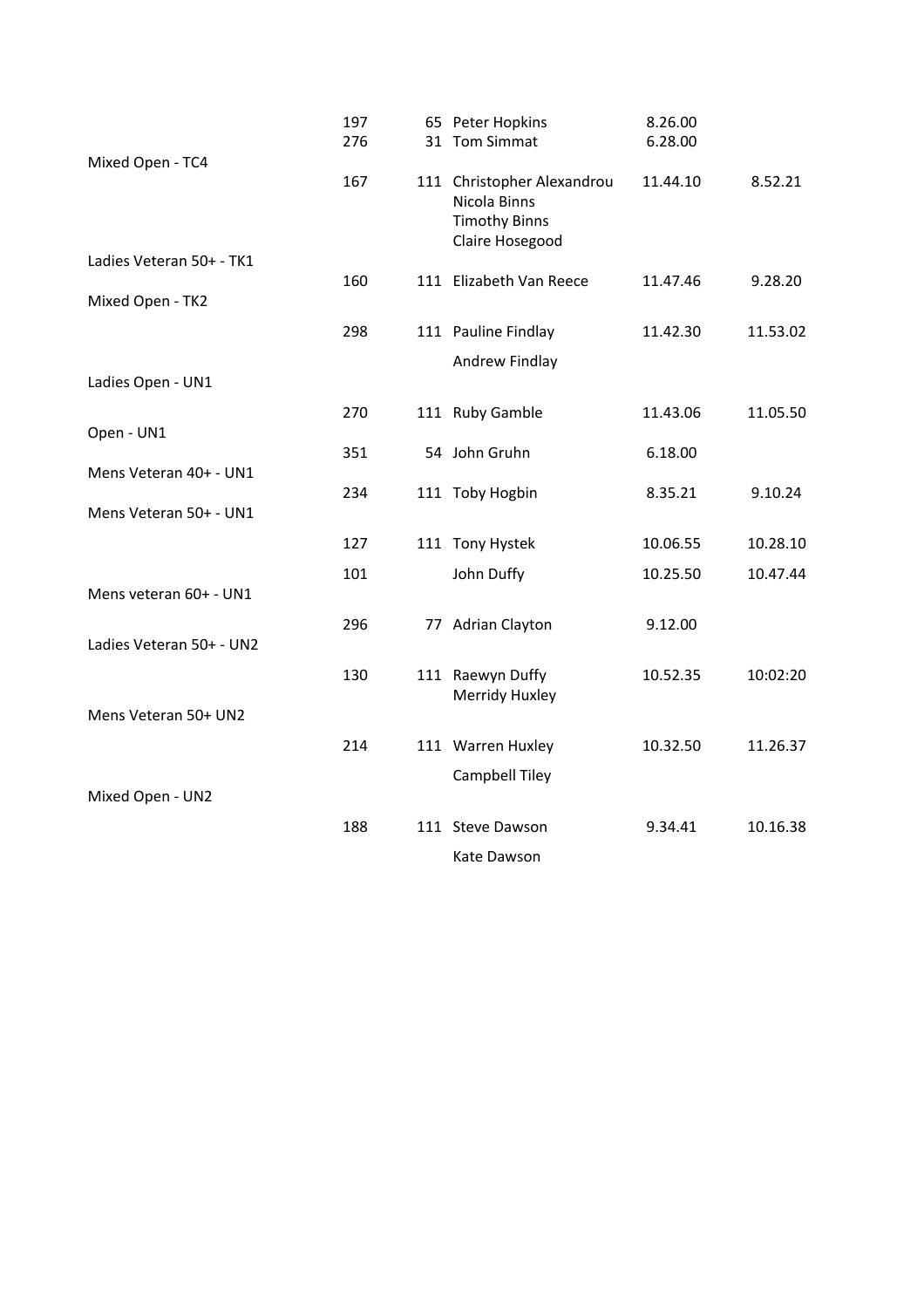| | | | | | |
|---|---|---|---|---|---|
| | 197 | 65 | Peter Hopkins | 8.26.00 | |
| | 276 | 31 | Tom Simmat | 6.28.00 | |
| Mixed Open - TC4 | | | | | |
| | 167 | 111 | Christopher Alexandrou<br>Nicola Binns<br>Timothy Binns<br>Claire Hosegood | 11.44.10 | 8.52.21 |
| Ladies Veteran 50+ - TK1 | | | | | |
| | 160 | 111 | Elizabeth Van Reece | 11.47.46 | 9.28.20 |
| Mixed Open - TK2 | | | | | |
| | 298 | 111 | Pauline Findlay | 11.42.30 | 11.53.02 |
| | | | Andrew Findlay | | |
| Ladies Open - UN1 | | | | | |
| | 270 | 111 | Ruby Gamble | 11.43.06 | 11.05.50 |
| Open - UN1 | | | | | |
| | 351 | 54 | John Gruhn | 6.18.00 | |
| Mens Veteran 40+ - UN1 | | | | | |
| | 234 | 111 | Toby Hogbin | 8.35.21 | 9.10.24 |
| Mens Veteran 50+ - UN1 | | | | | |
| | 127 | 111 | Tony Hystek | 10.06.55 | 10.28.10 |
| | 101 | | John Duffy | 10.25.50 | 10.47.44 |
| Mens veteran 60+ - UN1 | | | | | |
| | 296 | 77 | Adrian Clayton | 9.12.00 | |
| Ladies Veteran 50+ - UN2 | | | | | |
| | 130 | 111 | Raewyn Duffy<br>Merridy Huxley | 10.52.35 | 10:02:20 |
| Mens Veteran 50+ UN2 | | | | | |
| | 214 | 111 | Warren Huxley | 10.32.50 | 11.26.37 |
| | | | Campbell Tiley | | |
| Mixed Open - UN2 | | | | | |
| | 188 | 111 | Steve Dawson | 9.34.41 | 10.16.38 |
| | | | Kate Dawson | | |